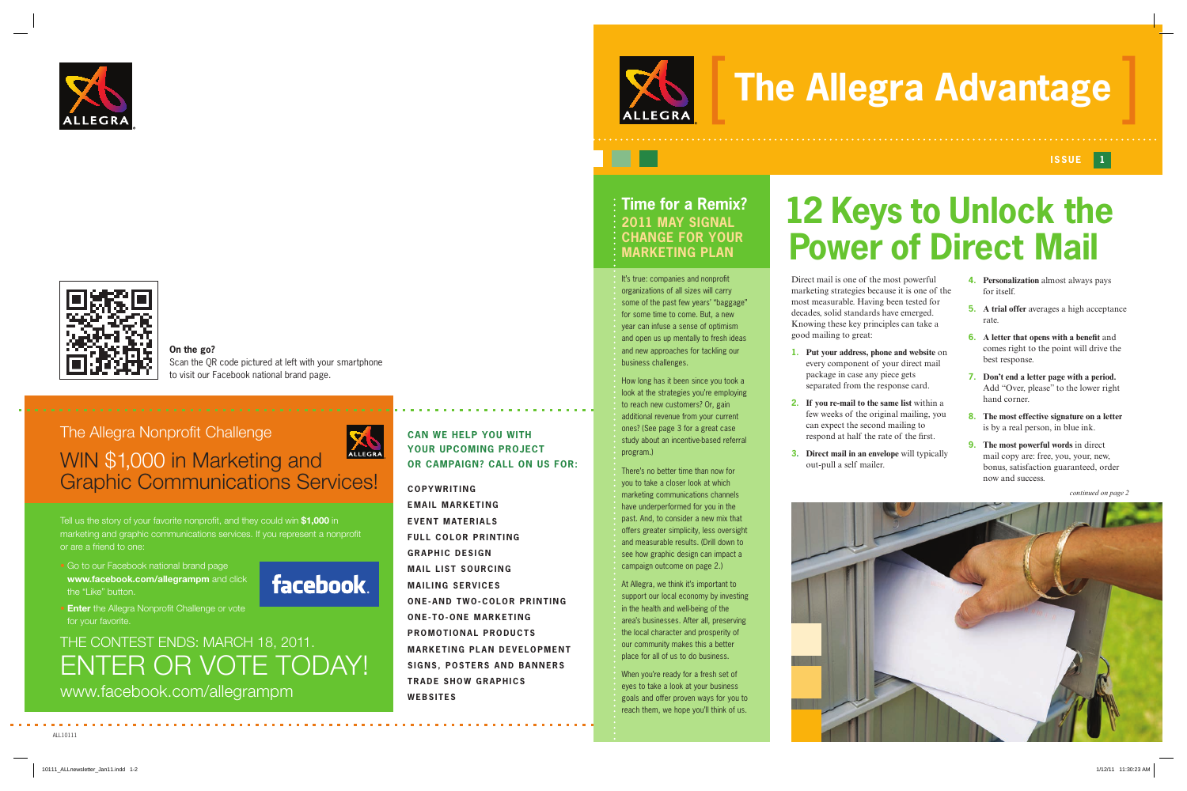**On the go?**
Scan the QR code pictured at left with your smartphone to visit our Facebook national brand page.

## The Allegra Nonprofit Challenge

## WIN $1,000 in Marketing and Graphic Communications Services!

Tell us the story of your favorite nonprofit, and they could win **$1,000** in marketing and graphic communications services. If you represent a nonprofit or are a friend to one:

- Go to our Facebook national brand page **www.facebook.com/allegrampm** and click the "Like" button.
- **Enter** the Allegra Nonprofit Challenge or vote for your favorite.

THE CONTEST ENDS: MARCH 18, 2011.

ENTER OR VOTE TODAY!

www.facebook.com/allegrampm

**CAN WE HELP YOU WITH YOUR UPCOMING PROJECT OR CAMPAIGN? CALL ON US FOR:**

- COPYWRITING
- EMAIL MARKETING
- EVENT MATERIALS
- FULL COLOR PRINTING
- GRAPHIC DESIGN
- MAIL LIST SOURCING
- MAILING SERVICES
- ONE-AND TWO-COLOR PRINTING
- ONE-TO-ONE MARKETING
- PROMOTIONAL PRODUCTS
- MARKETING PLAN DEVELOPMENT
- SIGNS, POSTERS AND BANNERS
- TRADE SHOW GRAPHICS
- WEBSITES

ALL10111

# The Allegra Advantage

ISSUE 1

## Time for a Remix?

### 2011 MAY SIGNAL CHANGE FOR YOUR MARKETING PLAN

It's true: companies and nonprofit organizations of all sizes will carry some of the past few years' "baggage" for some time to come. But, a new year can infuse a sense of optimism and open us up mentally to fresh ideas and new approaches for tackling our business challenges.

How long has it been since you took a look at the strategies you're employing to reach new customers? Or, gain additional revenue from your current ones? (See page 3 for a great case study about an incentive-based referral program.)

There's no better time than now for you to take a closer look at which marketing communications channels have underperformed for you in the past. And, to consider a new mix that offers greater simplicity, less oversight and measurable results. (Drill down to see how graphic design can impact a campaign outcome on page 2.)

At Allegra, we think it's important to support our local economy by investing in the health and well-being of the area's businesses. After all, preserving the local character and prosperity of our community makes this a better place for all of us to do business.

When you're ready for a fresh set of eyes to take a look at your business goals and offer proven ways for you to reach them, we hope you'll think of us.

## 12 Keys to Unlock the Power of Direct Mail

Direct mail is one of the most powerful marketing strategies because it is one of the most measurable. Having been tested for decades, solid standards have emerged. Knowing these key principles can take a good mailing to great:

1. **Put your address, phone and website** on every component of your direct mail package in case any piece gets separated from the response card.
2. **If you re-mail to the same list** within a few weeks of the original mailing, you can expect the second mailing to respond at half the rate of the first.
3. **Direct mail in an envelope** will typically out-pull a self mailer.
4. **Personalization** almost always pays for itself.
5. **A trial offer** averages a high acceptance rate.
6. **A letter that opens with a benefit** and comes right to the point will drive the best response.
7. **Don't end a letter page with a period.** Add "Over, please" to the lower right hand corner.
8. **The most effective signature on a letter** is by a real person, in blue ink.
9. **The most powerful words** in direct mail copy are: free, you, your, new, bonus, satisfaction guaranteed, order now and success.

*continued on page 2*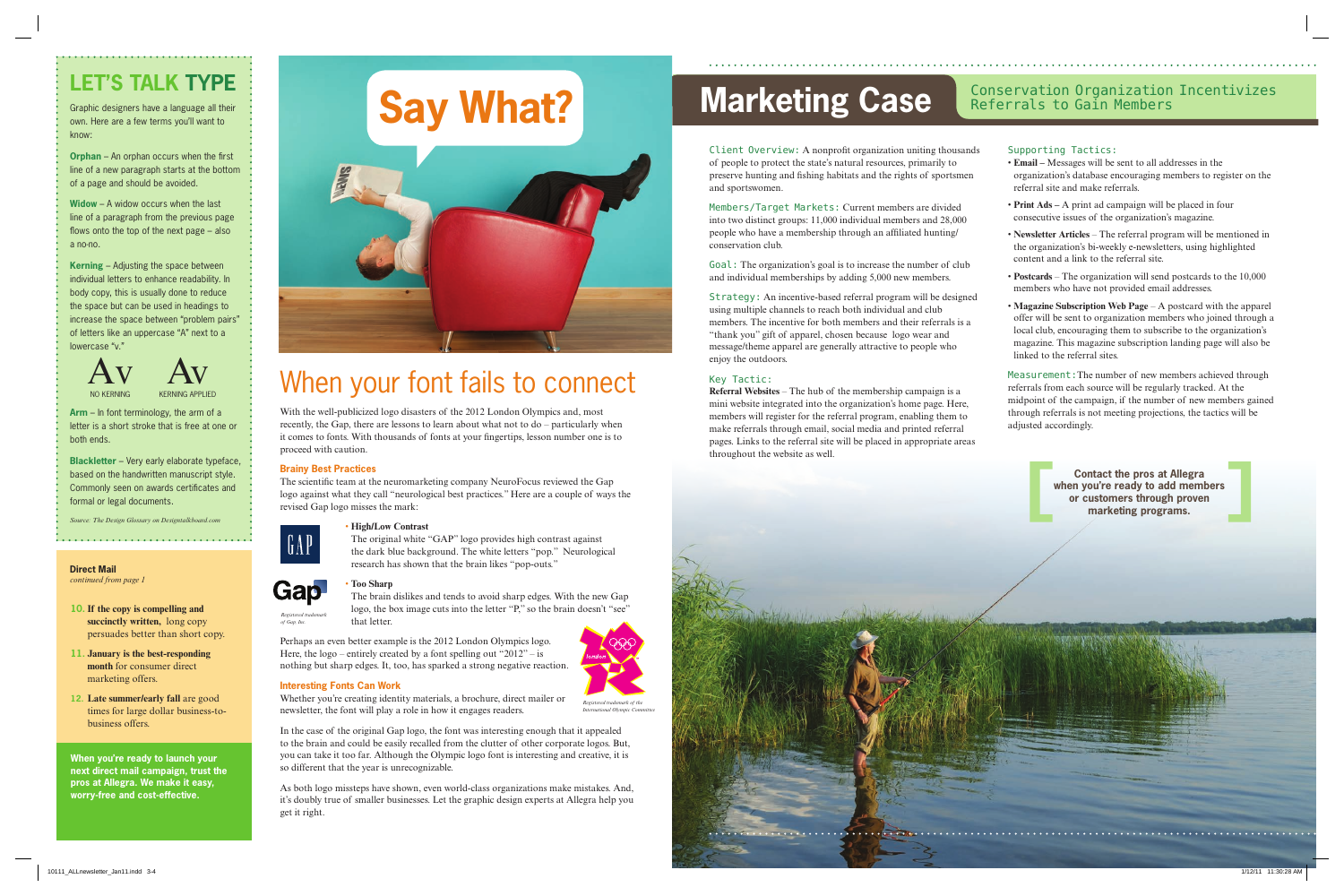## LET'S TALK TYPE

Graphic designers have a language all their own. Here are a few terms you'll want to know:

**Orphan** – An orphan occurs when the first line of a new paragraph starts at the bottom of a page and should be avoided.

**Widow** – A widow occurs when the last line of a paragraph from the previous page flows onto the top of the next page – also a no-no.

**Kerning** – Adjusting the space between individual letters to enhance readability. In body copy, this is usually done to reduce the space but can be used in headings to increase the space between "problem pairs" of letters like an uppercase "A" next to a lowercase "v."

Av — NO KERNING

Av — KERNING APPLIED

**Arm** – In font terminology, the arm of a letter is a short stroke that is free at one or both ends.

**Blackletter** – Very early elaborate typeface, based on the handwritten manuscript style. Commonly seen on awards certificates and formal or legal documents.

*Source: The Design Glossary on Designtalkboard.com*

**Direct Mail**
*continued from page 1*

10. **If the copy is compelling and succinctly written,** long copy persuades better than short copy.
11. **January is the best-responding month** for consumer direct marketing offers.
12. **Late summer/early fall** are good times for large dollar business-to-business offers.

**When you're ready to launch your next direct mail campaign, trust the pros at Allegra. We make it easy, worry-free and cost-effective.**

Say What?

# When your font fails to connect

With the well-publicized logo disasters of the 2012 London Olympics and, most recently, the Gap, there are lessons to learn about what not to do – particularly when it comes to fonts. With thousands of fonts at your fingertips, lesson number one is to proceed with caution.

### Brainy Best Practices

The scientific team at the neuromarketing company NeuroFocus reviewed the Gap logo against what they call "neurological best practices." Here are a couple of ways the revised Gap logo misses the mark:

- **High/Low Contrast**
  The original white "GAP" logo provides high contrast against the dark blue background. The white letters "pop." Neurological research has shown that the brain likes "pop-outs."
- **Too Sharp**
  The brain dislikes and tends to avoid sharp edges. With the new Gap logo, the box image cuts into the letter "P," so the brain doesn't "see" that letter.

*Registered trademark of Gap, Inc.*

Perhaps an even better example is the 2012 London Olympics logo. Here, the logo – entirely created by a font spelling out "2012" – is nothing but sharp edges. It, too, has sparked a strong negative reaction.

*Registered trademark of the International Olympic Committee*

### Interesting Fonts Can Work

Whether you're creating identity materials, a brochure, direct mailer or newsletter, the font will play a role in how it engages readers.

In the case of the original Gap logo, the font was interesting enough that it appealed to the brain and could be easily recalled from the clutter of other corporate logos. But, you can take it too far. Although the Olympic logo font is interesting and creative, it is so different that the year is unrecognizable.

As both logo missteps have shown, even world-class organizations make mistakes. And, it's doubly true of smaller businesses. Let the graphic design experts at Allegra help you get it right.

# Marketing Case

## Conservation Organization Incentivizes Referrals to Gain Members

Client Overview: A nonprofit organization uniting thousands of people to protect the state's natural resources, primarily to preserve hunting and fishing habitats and the rights of sportsmen and sportswomen.

Members/Target Markets: Current members are divided into two distinct groups: 11,000 individual members and 28,000 people who have a membership through an affiliated hunting/conservation club.

Goal: The organization's goal is to increase the number of club and individual memberships by adding 5,000 new members.

Strategy: An incentive-based referral program will be designed using multiple channels to reach both individual and club members. The incentive for both members and their referrals is a "thank you" gift of apparel, chosen because logo wear and message/theme apparel are generally attractive to people who enjoy the outdoors.

Key Tactic:
**Referral Websites** – The hub of the membership campaign is a mini website integrated into the organization's home page. Here, members will register for the referral program, enabling them to make referrals through email, social media and printed referral pages. Links to the referral site will be placed in appropriate areas throughout the website as well.

Supporting Tactics:

- **Email** – Messages will be sent to all addresses in the organization's database encouraging members to register on the referral site and make referrals.
- **Print Ads** – A print ad campaign will be placed in four consecutive issues of the organization's magazine.
- **Newsletter Articles** – The referral program will be mentioned in the organization's bi-weekly e-newsletters, using highlighted content and a link to the referral site.
- **Postcards** – The organization will send postcards to the 10,000 members who have not provided email addresses.
- **Magazine Subscription Web Page** – A postcard with the apparel offer will be sent to organization members who joined through a local club, encouraging them to subscribe to the organization's magazine. This magazine subscription landing page will also be linked to the referral sites.

Measurement: The number of new members achieved through referrals from each source will be regularly tracked. At the midpoint of the campaign, if the number of new members gained through referrals is not meeting projections, the tactics will be adjusted accordingly.

**Contact the pros at Allegra when you're ready to add members or customers through proven marketing programs.**